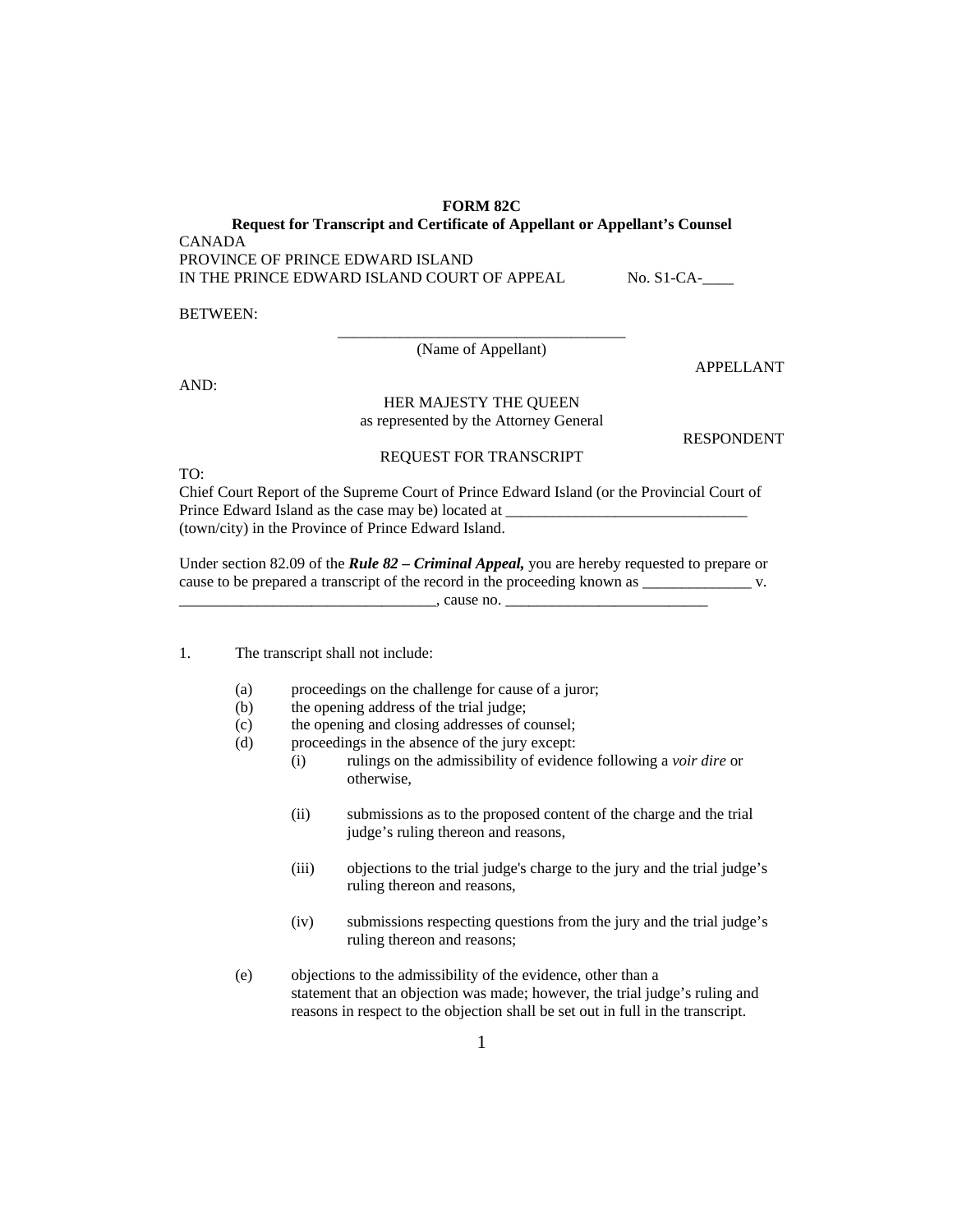**FORM 82C**

**Request for Transcript and Certificate of Appellant or Appellant's Counsel**

CANADA
PROVINCE OF PRINCE EDWARD ISLAND
IN THE PRINCE EDWARD ISLAND COURT OF APPEAL No. S1-CA-____

BETWEEN:

______________________________________
(Name of Appellant)

APPELLANT

AND:

HER MAJESTY THE QUEEN
as represented by the Attorney General

RESPONDENT

REQUEST FOR TRANSCRIPT

TO:
Chief Court Report of the Supreme Court of Prince Edward Island (or the Provincial Court of Prince Edward Island as the case may be) located at _______________________________ (town/city) in the Province of Prince Edward Island.

Under section 82.09 of the ***Rule 82 – Criminal Appeal,*** you are hereby requested to prepare or cause to be prepared a transcript of the record in the proceeding known as ______________ v. ________________________________, cause no. __________________________

1. The transcript shall not include:

   (a) proceedings on the challenge for cause of a juror;
   (b) the opening address of the trial judge;
   (c) the opening and closing addresses of counsel;
   (d) proceedings in the absence of the jury except:
      (i) rulings on the admissibility of evidence following a *voir dire* or otherwise,
      (ii) submissions as to the proposed content of the charge and the trial judge's ruling thereon and reasons,
      (iii) objections to the trial judge's charge to the jury and the trial judge's ruling thereon and reasons,
      (iv) submissions respecting questions from the jury and the trial judge's ruling thereon and reasons;
   (e) objections to the admissibility of the evidence, other than a statement that an objection was made; however, the trial judge's ruling and reasons in respect to the objection shall be set out in full in the transcript.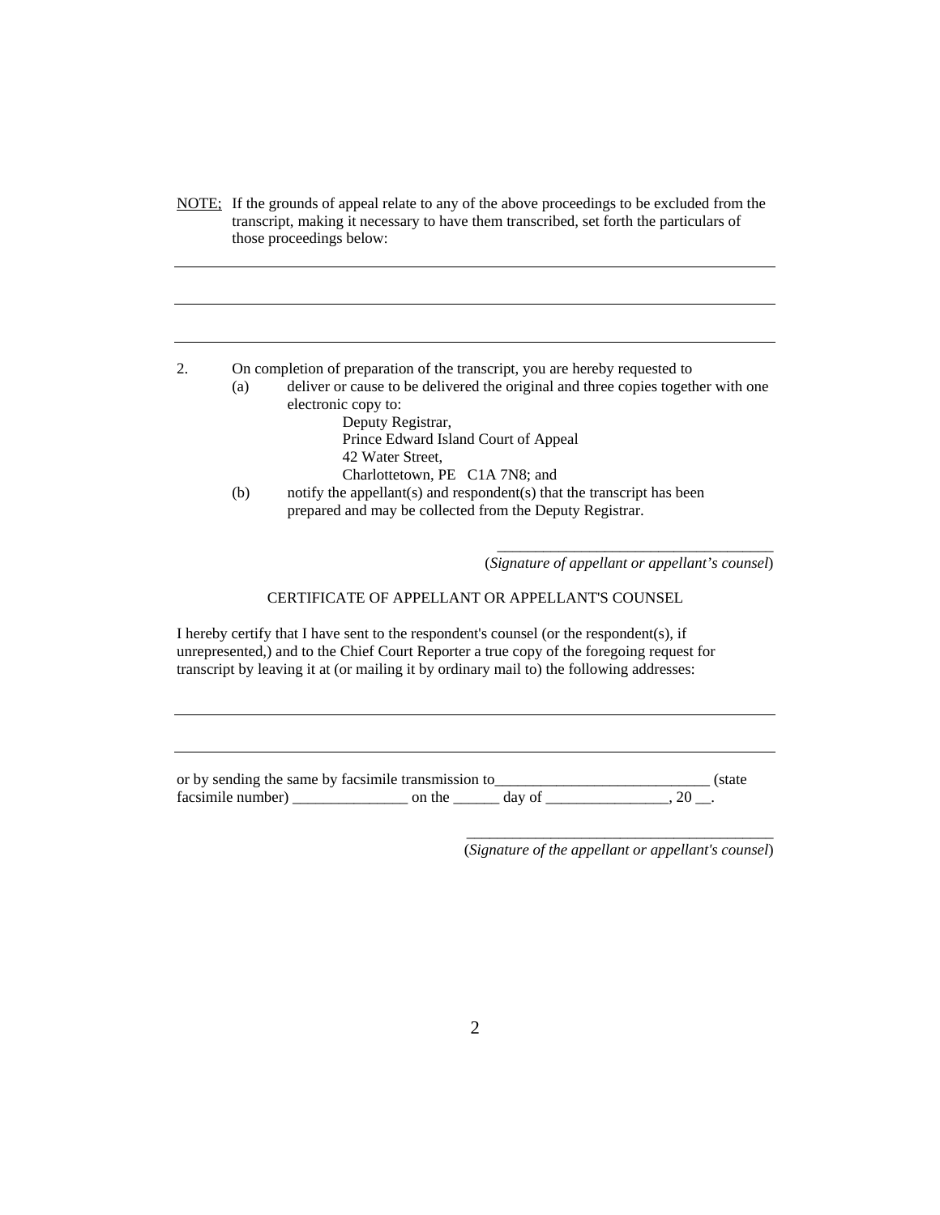NOTE; If the grounds of appeal relate to any of the above proceedings to be excluded from the transcript, making it necessary to have them transcribed, set forth the particulars of those proceedings below:

\_\_\_\_\_\_\_\_\_\_\_\_\_\_\_\_\_\_\_\_\_\_\_\_\_\_\_\_\_\_\_\_\_\_\_\_\_\_\_\_\_\_\_\_\_\_\_\_\_\_\_\_\_\_\_\_\_\_\_\_\_\_\_\_\_\_\_\_\_\_\_\_

\_\_\_\_\_\_\_\_\_\_\_\_\_\_\_\_\_\_\_\_\_\_\_\_\_\_\_\_\_\_\_\_\_\_\_\_\_\_\_\_\_\_\_\_\_\_\_\_\_\_\_\_\_\_\_\_\_\_\_\_\_\_\_\_\_\_\_\_\_\_\_\_

\_\_\_\_\_\_\_\_\_\_\_\_\_\_\_\_\_\_\_\_\_\_\_\_\_\_\_\_\_\_\_\_\_\_\_\_\_\_\_\_\_\_\_\_\_\_\_\_\_\_\_\_\_\_\_\_\_\_\_\_\_\_\_\_\_\_\_\_\_\_\_\_

2. On completion of preparation of the transcript, you are hereby requested to
   (a) deliver or cause to be delivered the original and three copies together with one electronic copy to:

       Deputy Registrar,
       Prince Edward Island Court of Appeal
       42 Water Street,
       Charlottetown, PE C1A 7N8; and

   (b) notify the appellant(s) and respondent(s) that the transcript has been prepared and may be collected from the Deputy Registrar.

\_\_\_\_\_\_\_\_\_\_\_\_\_\_\_\_\_\_\_\_\_\_\_\_\_\_\_\_\_\_\_\_\_\_\_\_
(*Signature of appellant or appellant's counsel*)

CERTIFICATE OF APPELLANT OR APPELLANT'S COUNSEL

I hereby certify that I have sent to the respondent's counsel (or the respondent(s), if unrepresented,) and to the Chief Court Reporter a true copy of the foregoing request for transcript by leaving it at (or mailing it by ordinary mail to) the following addresses:

\_\_\_\_\_\_\_\_\_\_\_\_\_\_\_\_\_\_\_\_\_\_\_\_\_\_\_\_\_\_\_\_\_\_\_\_\_\_\_\_\_\_\_\_\_\_\_\_\_\_\_\_\_\_\_\_\_\_\_\_\_\_\_\_\_\_\_\_\_\_\_\_

\_\_\_\_\_\_\_\_\_\_\_\_\_\_\_\_\_\_\_\_\_\_\_\_\_\_\_\_\_\_\_\_\_\_\_\_\_\_\_\_\_\_\_\_\_\_\_\_\_\_\_\_\_\_\_\_\_\_\_\_\_\_\_\_\_\_\_\_\_\_\_\_

or by sending the same by facsimile transmission to\_\_\_\_\_\_\_\_\_\_\_\_\_\_\_\_\_\_\_\_\_\_\_\_\_\_\_\_ (state facsimile number) \_\_\_\_\_\_\_\_\_\_\_\_\_\_\_ on the \_\_\_\_\_\_ day of \_\_\_\_\_\_\_\_\_\_\_\_\_\_\_\_, 20 \_\_.

\_\_\_\_\_\_\_\_\_\_\_\_\_\_\_\_\_\_\_\_\_\_\_\_\_\_\_\_\_\_\_\_\_\_\_\_\_\_\_\_
(*Signature of the appellant or appellant's counsel*)